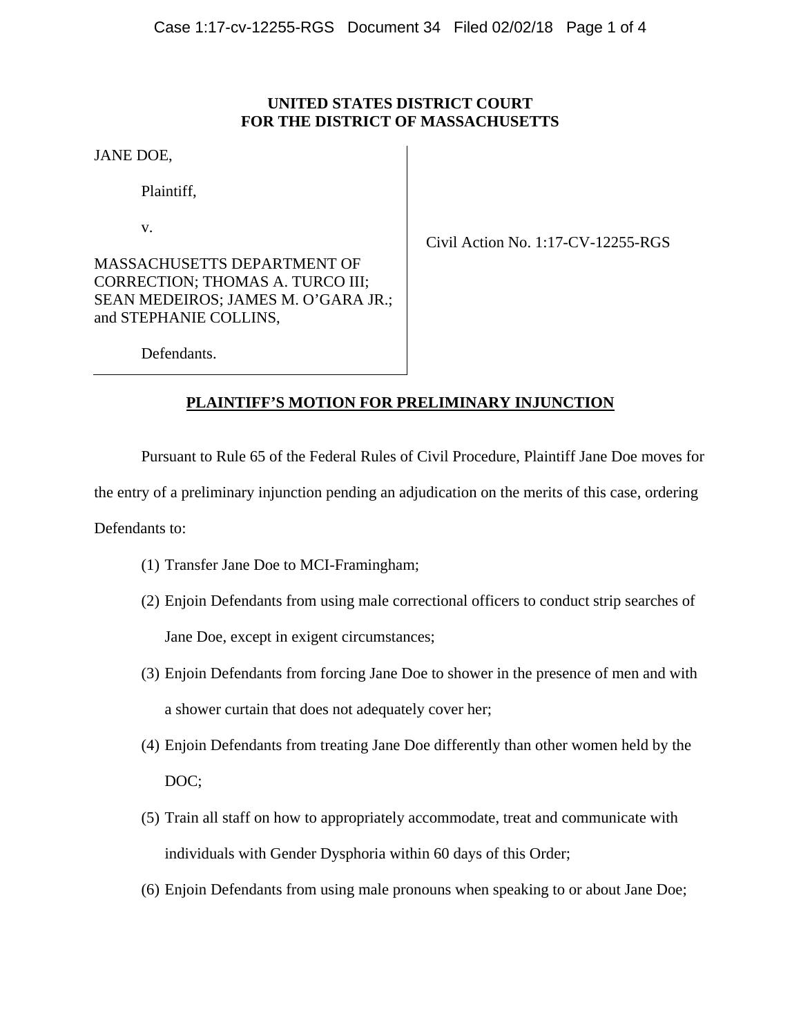**UNITED STATES DISTRICT COURT**
**FOR THE DISTRICT OF MASSACHUSETTS**

JANE DOE,

Plaintiff,

v.

MASSACHUSETTS DEPARTMENT OF CORRECTION; THOMAS A. TURCO III; SEAN MEDEIROS; JAMES M. O'GARA JR.; and STEPHANIE COLLINS,

Defendants.

Civil Action No. 1:17-CV-12255-RGS

## PLAINTIFF'S MOTION FOR PRELIMINARY INJUNCTION

Pursuant to Rule 65 of the Federal Rules of Civil Procedure, Plaintiff Jane Doe moves for the entry of a preliminary injunction pending an adjudication on the merits of this case, ordering Defendants to:

(1) Transfer Jane Doe to MCI-Framingham;

(2) Enjoin Defendants from using male correctional officers to conduct strip searches of Jane Doe, except in exigent circumstances;

(3) Enjoin Defendants from forcing Jane Doe to shower in the presence of men and with a shower curtain that does not adequately cover her;

(4) Enjoin Defendants from treating Jane Doe differently than other women held by the DOC;

(5) Train all staff on how to appropriately accommodate, treat and communicate with individuals with Gender Dysphoria within 60 days of this Order;

(6) Enjoin Defendants from using male pronouns when speaking to or about Jane Doe;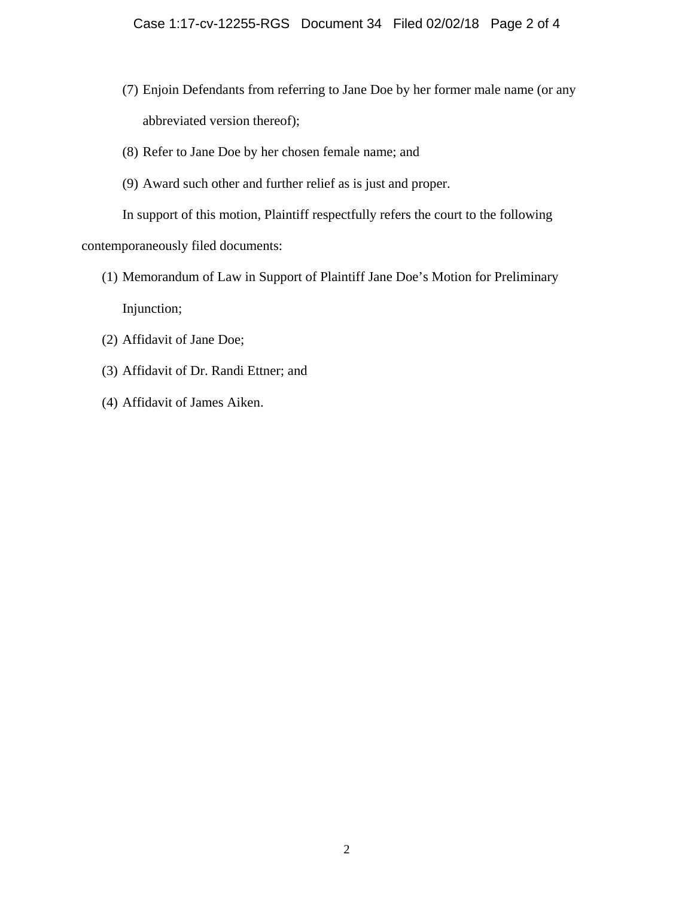(7) Enjoin Defendants from referring to Jane Doe by her former male name (or any abbreviated version thereof);

(8) Refer to Jane Doe by her chosen female name; and

(9) Award such other and further relief as is just and proper.

In support of this motion, Plaintiff respectfully refers the court to the following contemporaneously filed documents:

(1) Memorandum of Law in Support of Plaintiff Jane Doe's Motion for Preliminary Injunction;

(2) Affidavit of Jane Doe;

(3) Affidavit of Dr. Randi Ettner; and

(4) Affidavit of James Aiken.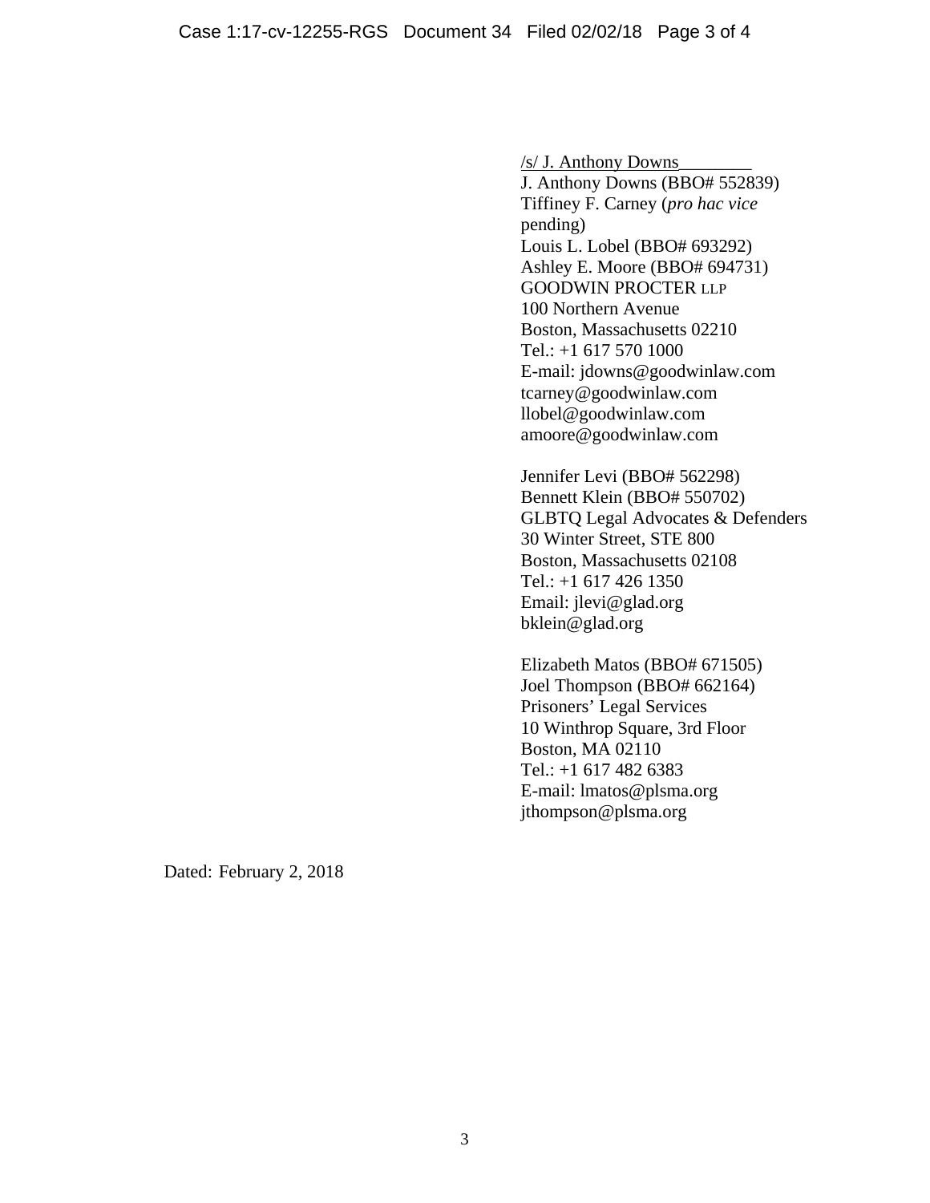/s/ J. Anthony Downs

J. Anthony Downs (BBO# 552839)
Tiffiney F. Carney (*pro hac vice* pending)
Louis L. Lobel (BBO# 693292)
Ashley E. Moore (BBO# 694731)
GOODWIN PROCTER LLP
100 Northern Avenue
Boston, Massachusetts 02210
Tel.: +1 617 570 1000
E-mail: jdowns@goodwinlaw.com
tcarney@goodwinlaw.com
llobel@goodwinlaw.com
amoore@goodwinlaw.com

Jennifer Levi (BBO# 562298)
Bennett Klein (BBO# 550702)
GLBTQ Legal Advocates & Defenders
30 Winter Street, STE 800
Boston, Massachusetts 02108
Tel.: +1 617 426 1350
Email: jlevi@glad.org
bklein@glad.org

Elizabeth Matos (BBO# 671505)
Joel Thompson (BBO# 662164)
Prisoners' Legal Services
10 Winthrop Square, 3rd Floor
Boston, MA 02110
Tel.: +1 617 482 6383
E-mail: lmatos@plsma.org
jthompson@plsma.org

Dated: February 2, 2018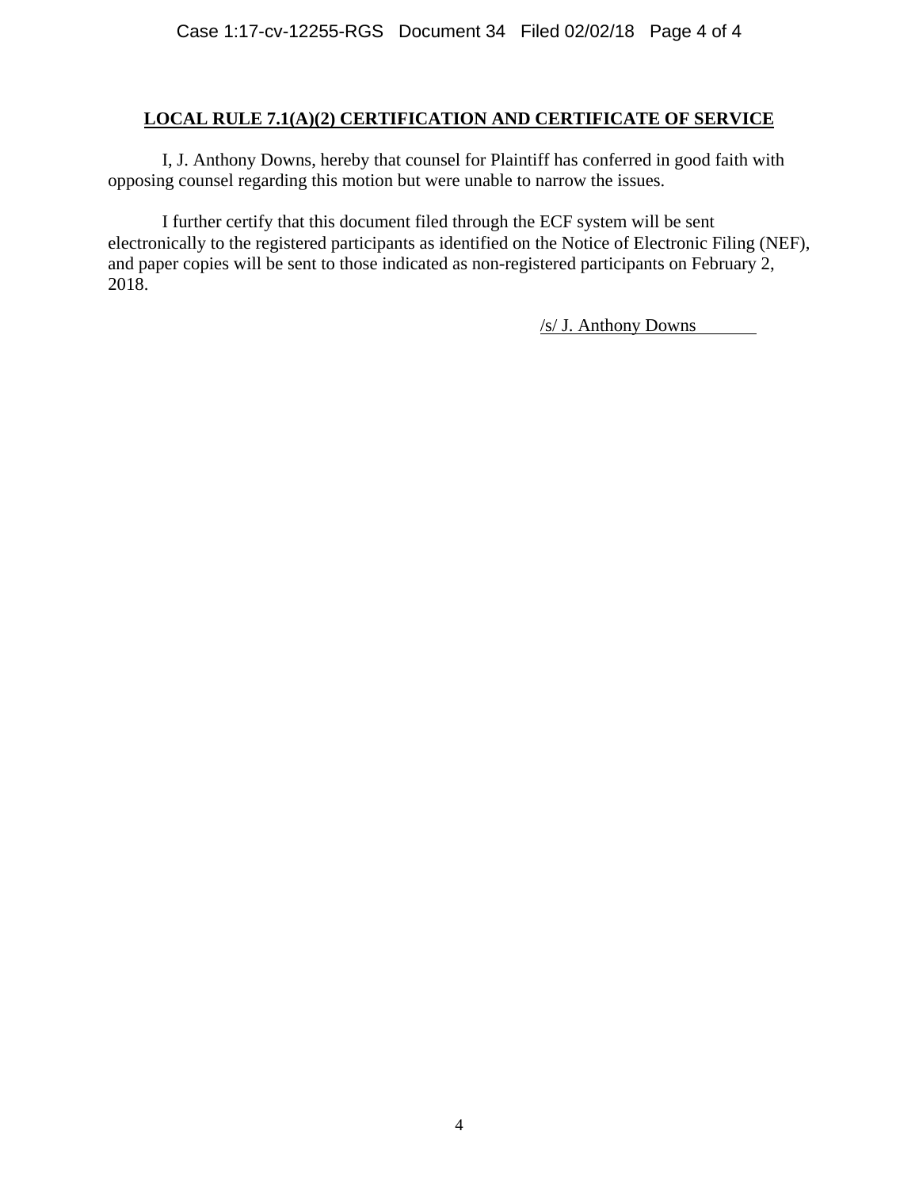## LOCAL RULE 7.1(A)(2) CERTIFICATION AND CERTIFICATE OF SERVICE

I, J. Anthony Downs, hereby that counsel for Plaintiff has conferred in good faith with opposing counsel regarding this motion but were unable to narrow the issues.

I further certify that this document filed through the ECF system will be sent electronically to the registered participants as identified on the Notice of Electronic Filing (NEF), and paper copies will be sent to those indicated as non-registered participants on February 2, 2018.

/s/ J. Anthony Downs